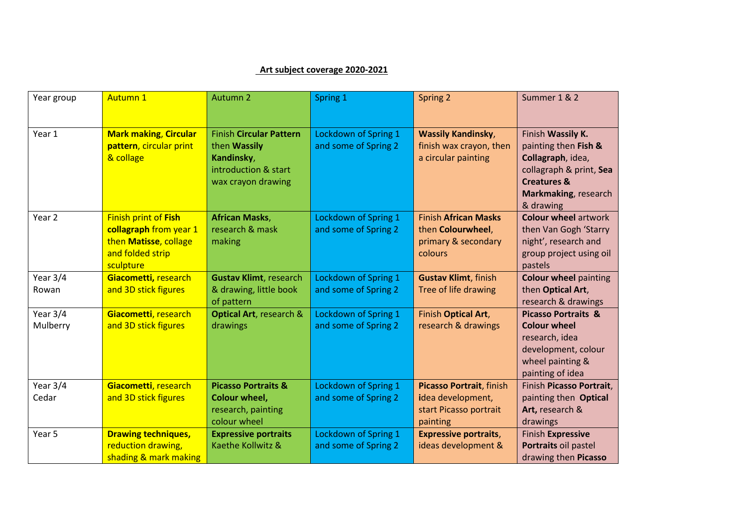## Art subject coverage 2020-2021

| Year group | Autumn 1 | Autumn 2 | Spring 1 | Spring 2 | Summer 1 & 2 |
|---|---|---|---|---|---|
| Year 1 | **Mark making**, **Circular pattern**, circular print & collage | Finish **Circular Pattern** then **Wassily Kandinsky**, introduction & start wax crayon drawing | Lockdown of Spring 1 and some of Spring 2 | **Wassily Kandinsky**, finish wax crayon, then a circular painting | Finish **Wassily K.** painting then **Fish & Collagraph**, idea, collagraph & print, **Sea Creatures & Markmaking**, research & drawing |
| Year 2 | Finish print of **Fish collagraph** from year 1 then **Matisse**, collage and folded strip sculpture | **African Masks**, research & mask making | Lockdown of Spring 1 and some of Spring 2 | Finish **African Masks** then **Colourwheel**, primary & secondary colours | **Colour wheel** artwork then Van Gogh 'Starry night', research and group project using oil pastels |
| Year 3/4 Rowan | **Giacometti,** research and 3D stick figures | **Gustav Klimt**, research & drawing, little book of pattern | Lockdown of Spring 1 and some of Spring 2 | **Gustav Klimt**, finish Tree of life drawing | **Colour wheel** painting then **Optical Art**, research & drawings |
| Year 3/4 Mulberry | **Giacometti**, research and 3D stick figures | **Optical Art**, research & drawings | Lockdown of Spring 1 and some of Spring 2 | Finish **Optical Art**, research & drawings | **Picasso Portraits & Colour wheel** research, idea development, colour wheel painting & painting of idea |
| Year 3/4 Cedar | **Giacometti**, research and 3D stick figures | **Picasso Portraits & Colour wheel,** research, painting colour wheel | Lockdown of Spring 1 and some of Spring 2 | **Picasso Portrait**, finish **i**dea development, start Picasso portrait painting | Finish **Picasso Portrait**, painting then **Optical Art,** research & drawings |
| Year 5 | **Drawing techniques,** reduction drawing, shading & mark making | **Expressive portraits** Kaethe Kollwitz & | Lockdown of Spring 1 and some of Spring 2 | **Expressive portraits**, ideas development & | Finish **Expressive Portraits** oil pastel drawing then **Picasso** |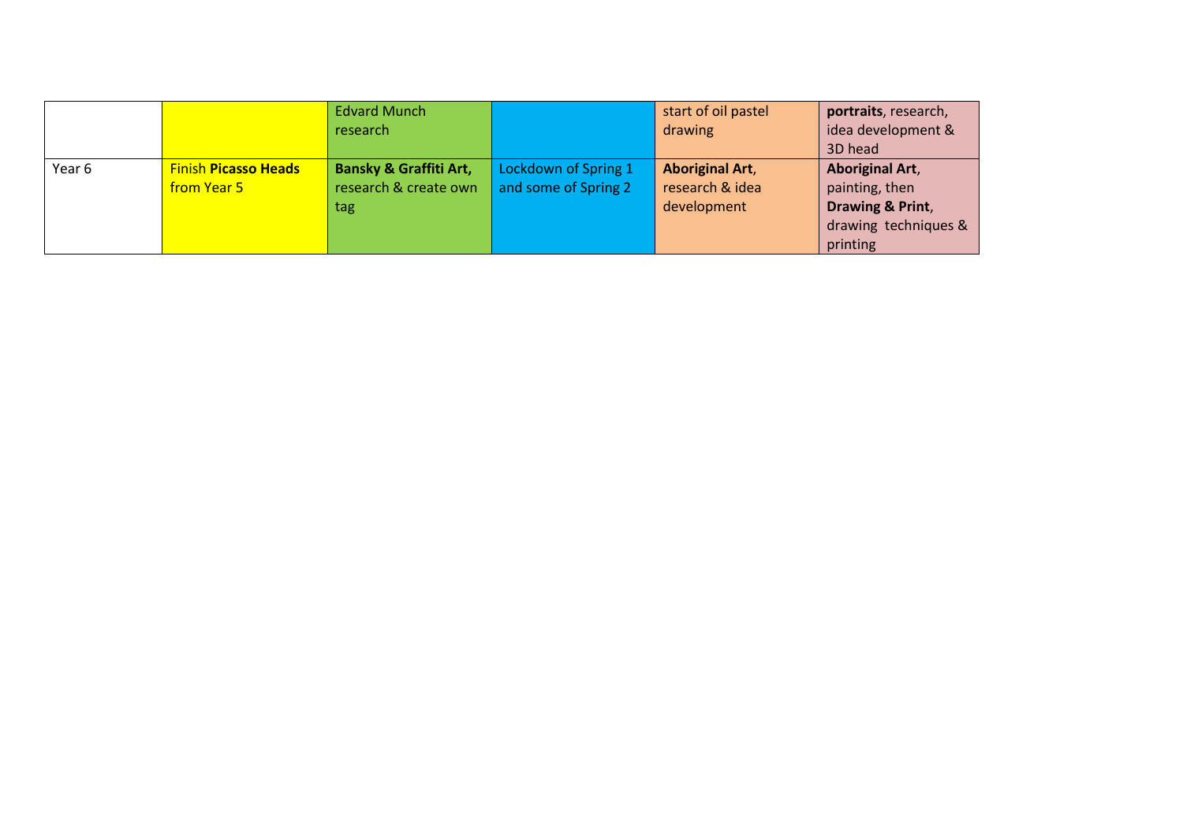| | | | | | |
|---|---|---|---|---|---|
| | | Edvard Munch research | | start of oil pastel drawing | **portraits**, research, idea development & 3D head |
| Year 6 | Finish **Picasso Heads** from Year 5 | **Bansky & Graffiti Art,** research & create own tag | Lockdown of Spring 1 and some of Spring 2 | **Aboriginal Art**, research & idea development | **Aboriginal Art**, painting, then **Drawing & Print**, drawing techniques & printing |